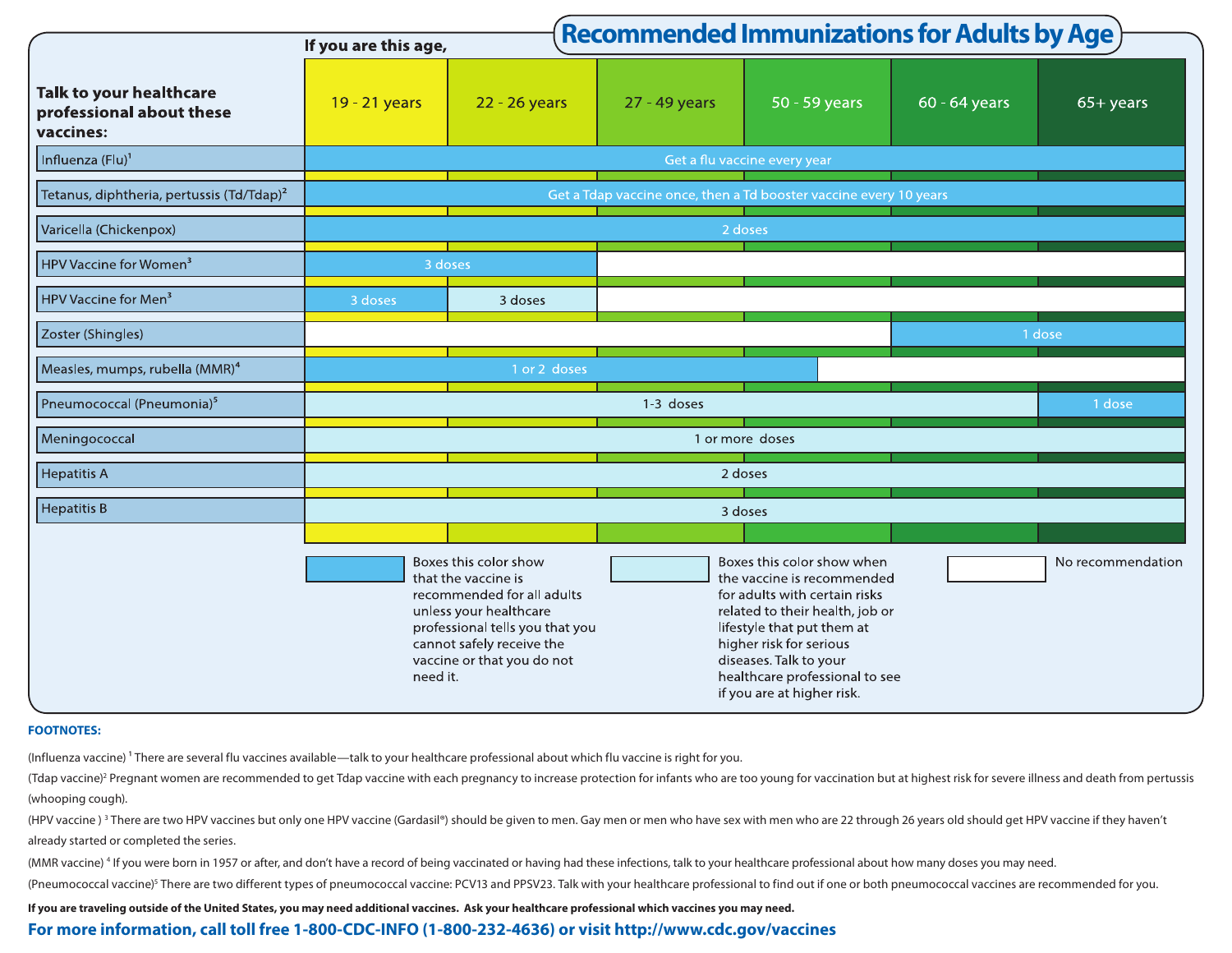# Recommended Immunizations for Adults by Age

**If you are this age,**

**Talk to your healthcare professional about these vaccines:**

| Vaccine | 19 - 21 years | 22 - 26 years | 27 - 49 years | 50 - 59 years | 60 - 64 years | 65+ years |
|---|---|---|---|---|---|---|
| Influenza (Flu)[1] | Get a flu vaccine every year | | | | | |
| Tetanus, diphtheria, pertussis (Td/Tdap)[2] | Get a Tdap vaccine once, then a Td booster vaccine every 10 years | | | | | |
| Varicella (Chickenpox) | 2 doses | | | | | |
| HPV Vaccine for Women[3] | 3 doses | | | | | |
| HPV Vaccine for Men[3] | 3 doses | 3 doses | | | | |
| Zoster (Shingles) | | | | | 1 dose | |
| Measles, mumps, rubella (MMR)[4] | 1 or 2 doses | | | | | |
| Pneumococcal (Pneumonia)[5] | 1-3 doses | | | | | 1 dose |
| Meningococcal | 1 or more doses | | | | | |
| Hepatitis A | 2 doses | | | | | |
| Hepatitis B | 3 doses | | | | | |

Legend:

- **Blue boxes:** Boxes this color show that the vaccine is recommended for all adults unless your healthcare professional tells you that you cannot safely receive the vaccine or that you do not need it. (Influenza, Td/Tdap, Varicella, HPV for Women ages 19–26, HPV for Men ages 19–21, Zoster ages 60+, MMR ages 19–50s, Pneumococcal 65+)
- **Light blue boxes:** Boxes this color show when the vaccine is recommended for adults with certain risks related to their health, job or lifestyle that put them at higher risk for serious diseases. Talk to your healthcare professional to see if you are at higher risk. (HPV for Men ages 22–26, Pneumococcal ages 19–64, Meningococcal, Hepatitis A, Hepatitis B)
- **White boxes:** No recommendation

**FOOTNOTES:**

(Influenza vaccine) [1] There are several flu vaccines available—talk to your healthcare professional about which flu vaccine is right for you.

(Tdap vaccine)[2] Pregnant women are recommended to get Tdap vaccine with each pregnancy to increase protection for infants who are too young for vaccination but at highest risk for severe illness and death from pertussis (whooping cough).

(HPV vaccine ) [3] There are two HPV vaccines but only one HPV vaccine (Gardasil®) should be given to men. Gay men or men who have sex with men who are 22 through 26 years old should get HPV vaccine if they haven't already started or completed the series.

(MMR vaccine) [4] If you were born in 1957 or after, and don't have a record of being vaccinated or having had these infections, talk to your healthcare professional about how many doses you may need.

(Pneumococcal vaccine)[5] There are two different types of pneumococcal vaccine: PCV13 and PPSV23. Talk with your healthcare professional to find out if one or both pneumococcal vaccines are recommended for you.

**If you are traveling outside of the United States, you may need additional vaccines. Ask your healthcare professional which vaccines you may need.**

**For more information, call toll free 1-800-CDC-INFO (1-800-232-4636) or visit http://www.cdc.gov/vaccines**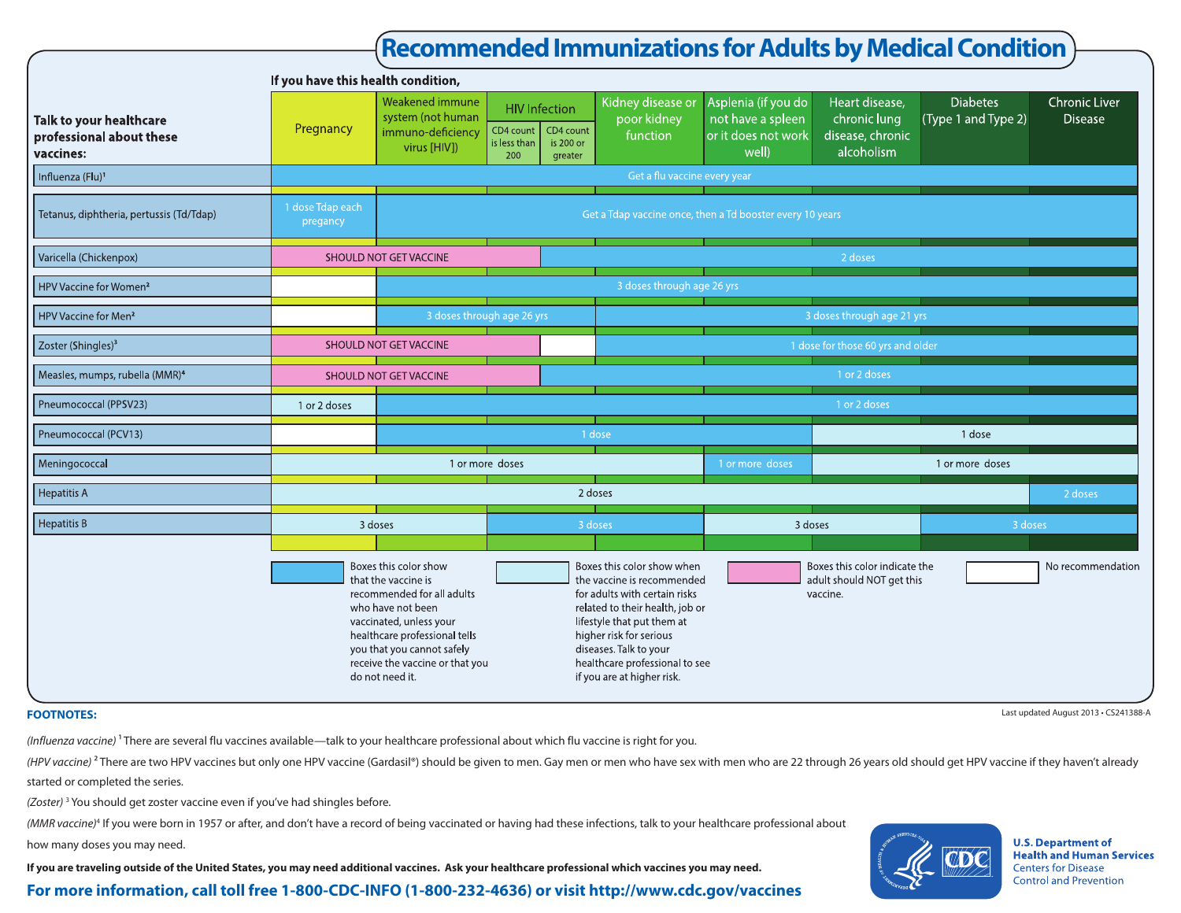# Recommended Immunizations for Adults by Medical Condition

If you have this health condition,

| Talk to your healthcare professional about these vaccines: | Pregnancy | Weakened immune system (not human immuno-deficiency virus [HIV]) | HIV Infection: CD4 count is less than 200 | HIV Infection: CD4 count is 200 or greater | Kidney disease or poor kidney function | Asplenia (if you do not have a spleen or it does not work well) | Heart disease, chronic lung disease, chronic alcoholism | Diabetes (Type 1 and Type 2) | Chronic Liver Disease |
|---|---|---|---|---|---|---|---|---|---|
| Influenza (Flu)[1] | Get a flu vaccine every year | | | | | | | | |
| Tetanus, diphtheria, pertussis (Td/Tdap) | 1 dose Tdap each pregancy | Get a Tdap vaccine once, then a Td booster every 10 years | | | | | | | |
| Varicella (Chickenpox) | SHOULD NOT GET VACCINE | | | 2 doses | | | | | |
| HPV Vaccine for Women[2] | | 3 doses through age 26 yrs | | | | | | | |
| HPV Vaccine for Men[2] | | 3 doses through age 26 yrs | | | 3 doses through age 21 yrs | | | | |
| Zoster (Shingles)[3] | SHOULD NOT GET VACCINE | | | | 1 dose for those 60 yrs and older | | | | |
| Measles, mumps, rubella (MMR)[4] | SHOULD NOT GET VACCINE | | | 1 or 2 doses | | | | | |
| Pneumococcal (PPSV23) | 1 or 2 doses | 1 or 2 doses | | | | | | | |
| Pneumococcal (PCV13) | | 1 dose | | | | | 1 dose | | |
| Meningococcal | 1 or more doses | | | | | 1 or more doses | 1 or more doses | | |
| Hepatitis A | 2 doses | | | | | | | | 2 doses |
| Hepatitis B | 3 doses | | 3 doses | | | 3 doses | | 3 doses | |

- Boxes this color (blue) show that the vaccine is recommended for all adults who have not been vaccinated, unless your healthcare professional tells you that you cannot safely receive the vaccine or that you do not need it.
- Boxes this color (light blue) show when the vaccine is recommended for adults with certain risks related to their health, job or lifestyle that put them at higher risk for serious diseases. Talk to your healthcare professional to see if you are at higher risk.
- Boxes this color (pink) indicate the adult should NOT get this vaccine.
- (White) No recommendation

Last updated August 2013 • CS241388-A

**FOOTNOTES:**

*(Influenza vaccine)* [1] There are several flu vaccines available—talk to your healthcare professional about which flu vaccine is right for you.

*(HPV vaccine)* [2] There are two HPV vaccines but only one HPV vaccine (Gardasil®) should be given to men. Gay men or men who have sex with men who are 22 through 26 years old should get HPV vaccine if they haven't already started or completed the series.

*(Zoster)* [3] You should get zoster vaccine even if you've had shingles before.

*(MMR vaccine)*[4] If you were born in 1957 or after, and don't have a record of being vaccinated or having had these infections, talk to your healthcare professional about how many doses you may need.

**If you are traveling outside of the United States, you may need additional vaccines. Ask your healthcare professional which vaccines you may need.**

**For more information, call toll free 1-800-CDC-INFO (1-800-232-4636) or visit http://www.cdc.gov/vaccines**

U.S. Department of Health and Human Services
Centers for Disease Control and Prevention